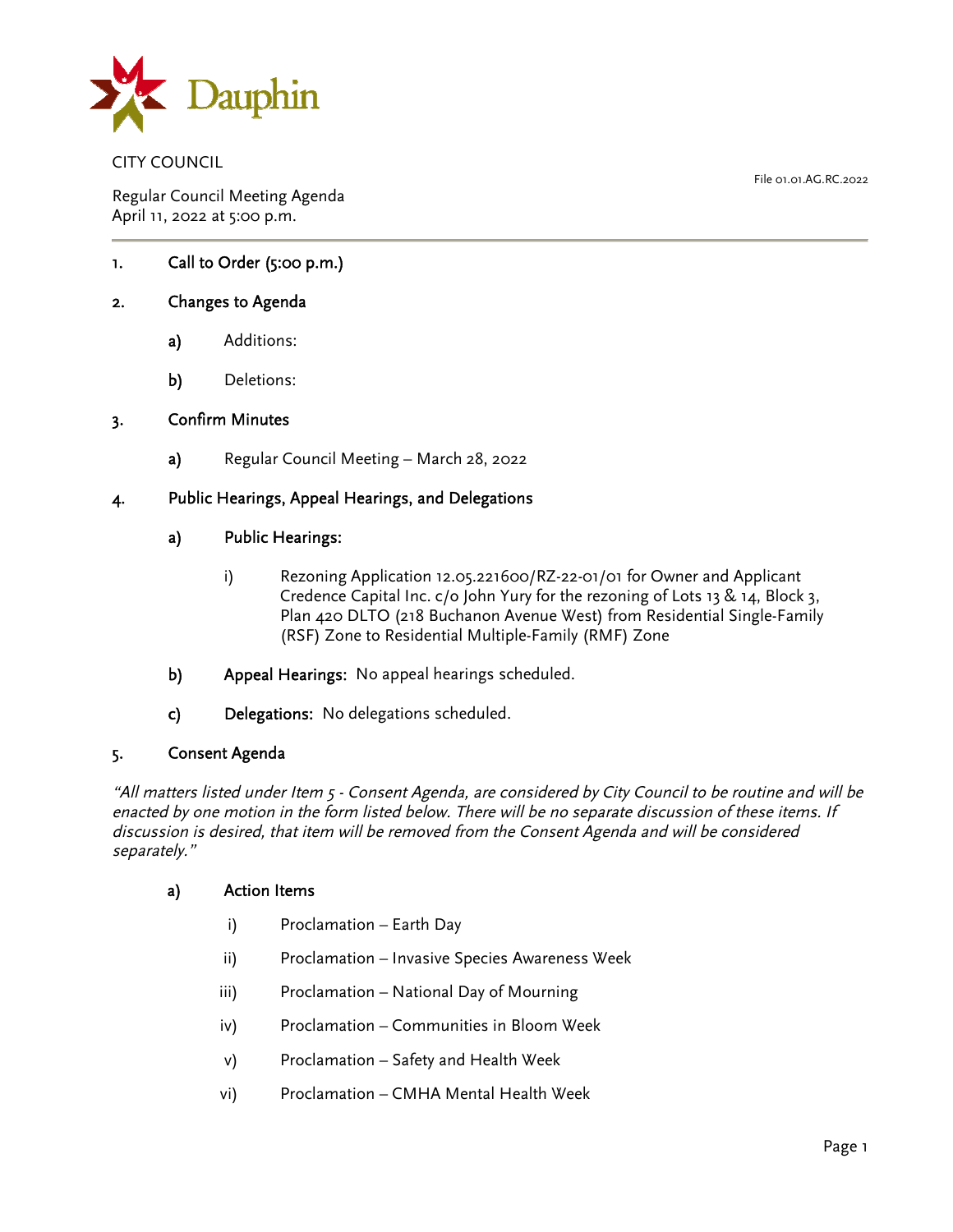Dauphin

CITY COUNCIL

File 01.01.AG.RC.2022

Regular Council Meeting Agenda
April 11, 2022 at 5:00 p.m.

---

1. **Call to Order (5:00 p.m.)**

2. **Changes to Agenda**

   a) Additions:

   b) Deletions:

3. **Confirm Minutes**

   a) Regular Council Meeting – March 28, 2022

4. **Public Hearings, Appeal Hearings, and Delegations**

   a) **Public Hearings:**

      i) Rezoning Application 12.05.221600/RZ-22-01/01 for Owner and Applicant Credence Capital Inc. c/o John Yury for the rezoning of Lots 13 & 14, Block 3, Plan 420 DLTO (218 Buchanon Avenue West) from Residential Single-Family (RSF) Zone to Residential Multiple-Family (RMF) Zone

   b) **Appeal Hearings:** No appeal hearings scheduled.

   c) **Delegations:** No delegations scheduled.

5. **Consent Agenda**

*"All matters listed under Item 5 - Consent Agenda, are considered by City Council to be routine and will be enacted by one motion in the form listed below. There will be no separate discussion of these items. If discussion is desired, that item will be removed from the Consent Agenda and will be considered separately."*

   a) **Action Items**

      i) Proclamation – Earth Day

      ii) Proclamation – Invasive Species Awareness Week

      iii) Proclamation – National Day of Mourning

      iv) Proclamation – Communities in Bloom Week

      v) Proclamation – Safety and Health Week

      vi) Proclamation – CMHA Mental Health Week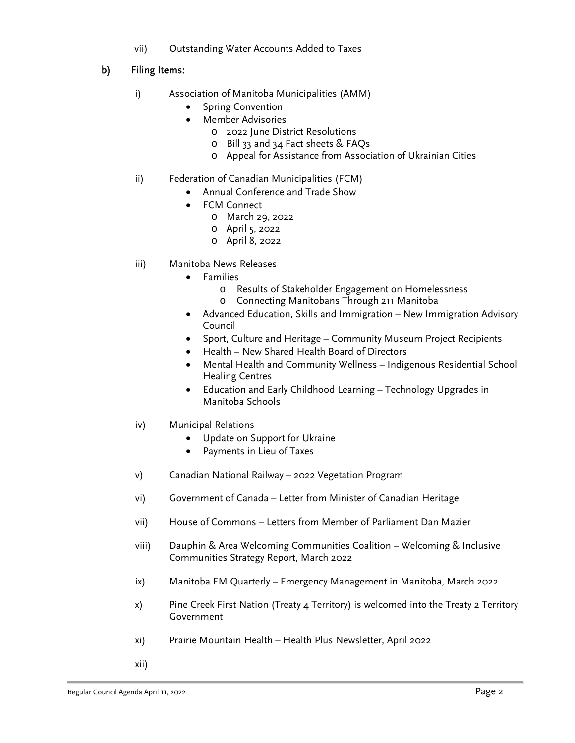vii) Outstanding Water Accounts Added to Taxes

b) **Filing Items:**

i) Association of Manitoba Municipalities (AMM)
- Spring Convention
- Member Advisories
  - 2022 June District Resolutions
  - Bill 33 and 34 Fact sheets & FAQs
  - Appeal for Assistance from Association of Ukrainian Cities

ii) Federation of Canadian Municipalities (FCM)
- Annual Conference and Trade Show
- FCM Connect
  - March 29, 2022
  - April 5, 2022
  - April 8, 2022

iii) Manitoba News Releases
- Families
  - Results of Stakeholder Engagement on Homelessness
  - Connecting Manitobans Through 211 Manitoba
- Advanced Education, Skills and Immigration – New Immigration Advisory Council
- Sport, Culture and Heritage – Community Museum Project Recipients
- Health – New Shared Health Board of Directors
- Mental Health and Community Wellness – Indigenous Residential School Healing Centres
- Education and Early Childhood Learning – Technology Upgrades in Manitoba Schools

iv) Municipal Relations
- Update on Support for Ukraine
- Payments in Lieu of Taxes

v) Canadian National Railway – 2022 Vegetation Program

vi) Government of Canada – Letter from Minister of Canadian Heritage

vii) House of Commons – Letters from Member of Parliament Dan Mazier

viii) Dauphin & Area Welcoming Communities Coalition – Welcoming & Inclusive Communities Strategy Report, March 2022

ix) Manitoba EM Quarterly – Emergency Management in Manitoba, March 2022

x) Pine Creek First Nation (Treaty 4 Territory) is welcomed into the Treaty 2 Territory Government

xi) Prairie Mountain Health – Health Plus Newsletter, April 2022

xii)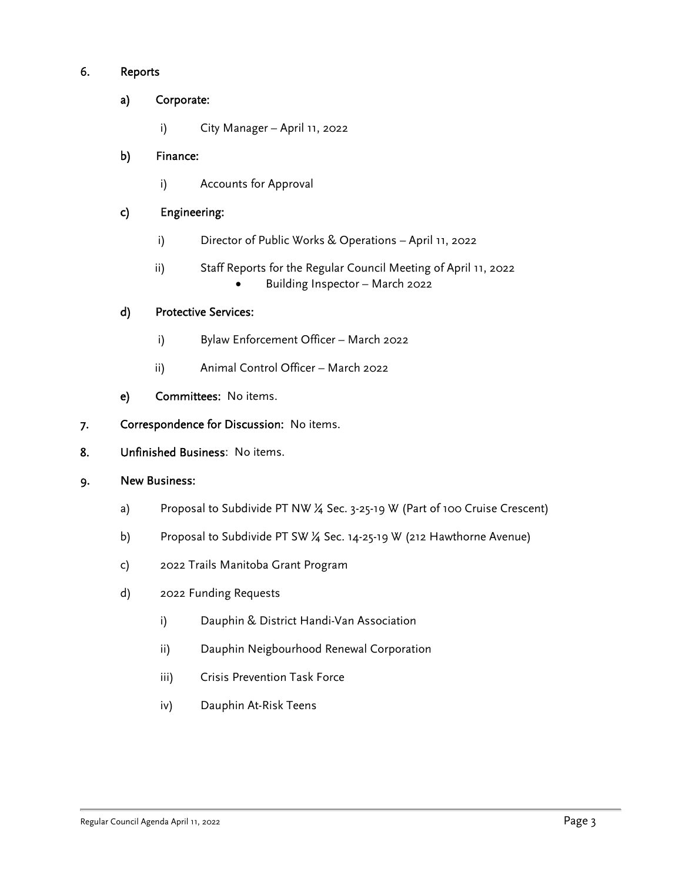6. **Reports**

   a) **Corporate:**

      i) City Manager – April 11, 2022

   b) **Finance:**

      i) Accounts for Approval

   c) **Engineering:**

      i) Director of Public Works & Operations – April 11, 2022

      ii) Staff Reports for the Regular Council Meeting of April 11, 2022
         - Building Inspector – March 2022

   d) **Protective Services:**

      i) Bylaw Enforcement Officer – March 2022

      ii) Animal Control Officer – March 2022

   e) **Committees:** No items.

7. **Correspondence for Discussion:** No items.

8. **Unfinished Business**: No items.

9. **New Business:**

   a) Proposal to Subdivide PT NW ¼ Sec. 3-25-19 W (Part of 100 Cruise Crescent)

   b) Proposal to Subdivide PT SW ¼ Sec. 14-25-19 W (212 Hawthorne Avenue)

   c) 2022 Trails Manitoba Grant Program

   d) 2022 Funding Requests

      i) Dauphin & District Handi-Van Association

      ii) Dauphin Neigbourhood Renewal Corporation

      iii) Crisis Prevention Task Force

      iv) Dauphin At-Risk Teens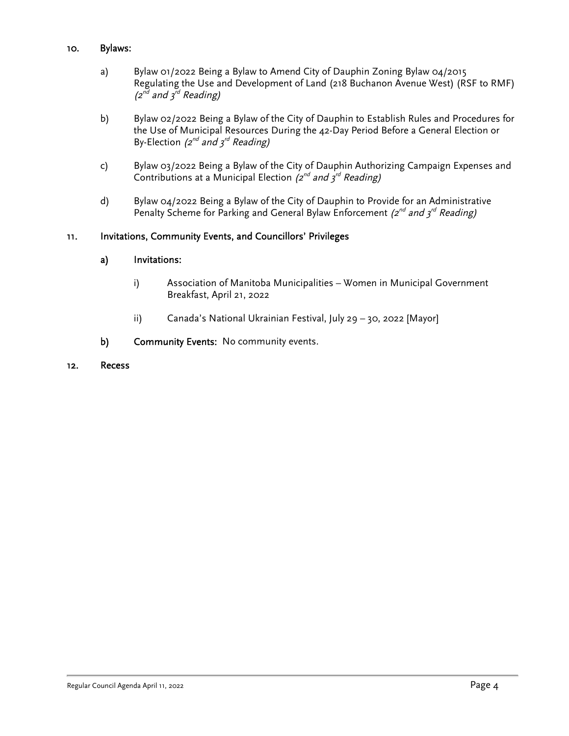## 10. Bylaws:

a) Bylaw 01/2022 Being a Bylaw to Amend City of Dauphin Zoning Bylaw 04/2015 Regulating the Use and Development of Land (218 Buchanon Avenue West) (RSF to RMF) *(2nd and 3rd Reading)*

b) Bylaw 02/2022 Being a Bylaw of the City of Dauphin to Establish Rules and Procedures for the Use of Municipal Resources During the 42-Day Period Before a General Election or By-Election *(2nd and 3rd Reading)*

c) Bylaw 03/2022 Being a Bylaw of the City of Dauphin Authorizing Campaign Expenses and Contributions at a Municipal Election *(2nd and 3rd Reading)*

d) Bylaw 04/2022 Being a Bylaw of the City of Dauphin to Provide for an Administrative Penalty Scheme for Parking and General Bylaw Enforcement *(2nd and 3rd Reading)*

## 11. Invitations, Community Events, and Councillors' Privileges

### a) Invitations:

i) Association of Manitoba Municipalities – Women in Municipal Government Breakfast, April 21, 2022

ii) Canada's National Ukrainian Festival, July 29 – 30, 2022 [Mayor]

### b) Community Events: No community events.

## 12. Recess